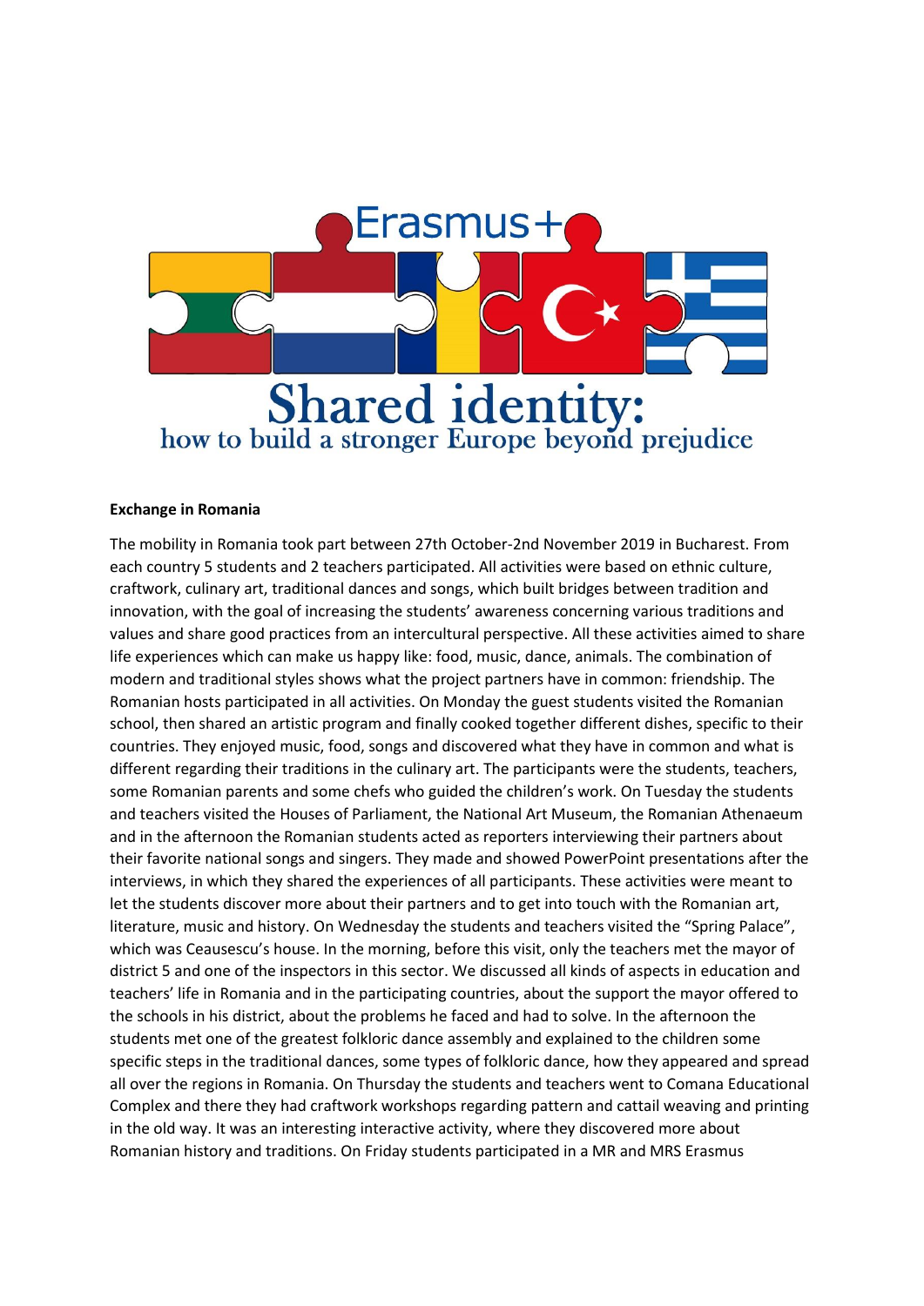Erasmus+

# Shared identity:
## how to build a stronger Europe beyond prejudice

**Exchange in Romania**

The mobility in Romania took part between 27th October-2nd November 2019 in Bucharest. From each country 5 students and 2 teachers participated. All activities were based on ethnic culture, craftwork, culinary art, traditional dances and songs, which built bridges between tradition and innovation, with the goal of increasing the students' awareness concerning various traditions and values and share good practices from an intercultural perspective. All these activities aimed to share life experiences which can make us happy like: food, music, dance, animals. The combination of modern and traditional styles shows what the project partners have in common: friendship. The Romanian hosts participated in all activities. On Monday the guest students visited the Romanian school, then shared an artistic program and finally cooked together different dishes, specific to their countries. They enjoyed music, food, songs and discovered what they have in common and what is different regarding their traditions in the culinary art. The participants were the students, teachers, some Romanian parents and some chefs who guided the children's work. On Tuesday the students and teachers visited the Houses of Parliament, the National Art Museum, the Romanian Athenaeum and in the afternoon the Romanian students acted as reporters interviewing their partners about their favorite national songs and singers. They made and showed PowerPoint presentations after the interviews, in which they shared the experiences of all participants. These activities were meant to let the students discover more about their partners and to get into touch with the Romanian art, literature, music and history. On Wednesday the students and teachers visited the "Spring Palace", which was Ceausescu's house. In the morning, before this visit, only the teachers met the mayor of district 5 and one of the inspectors in this sector. We discussed all kinds of aspects in education and teachers' life in Romania and in the participating countries, about the support the mayor offered to the schools in his district, about the problems he faced and had to solve. In the afternoon the students met one of the greatest folkloric dance assembly and explained to the children some specific steps in the traditional dances, some types of folkloric dance, how they appeared and spread all over the regions in Romania. On Thursday the students and teachers went to Comana Educational Complex and there they had craftwork workshops regarding pattern and cattail weaving and printing in the old way. It was an interesting interactive activity, where they discovered more about Romanian history and traditions. On Friday students participated in a MR and MRS Erasmus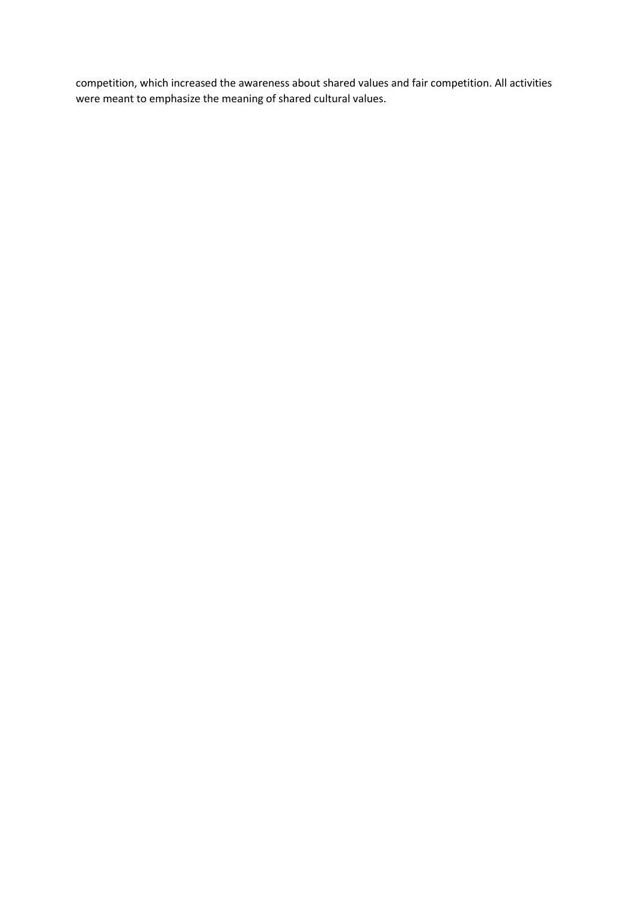competition, which increased the awareness about shared values and fair competition. All activities were meant to emphasize the meaning of shared cultural values.